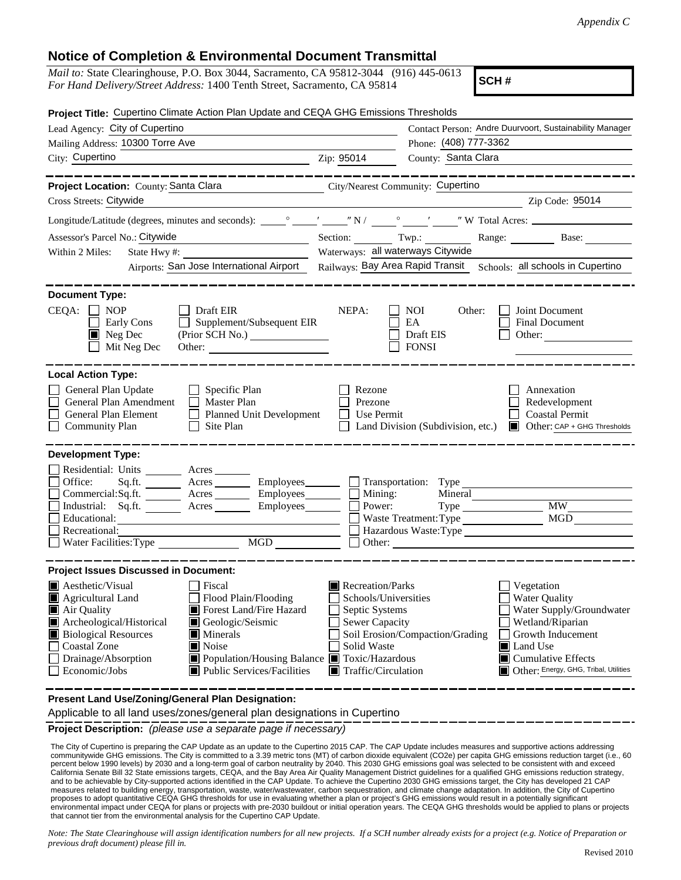*Appendix C*

## Notice of Completion & Environmental Document Transmittal

*Mail to:* State Clearinghouse, P.O. Box 3044, Sacramento, CA 95812-3044 (916) 445-0613
*For Hand Delivery/Street Address:* 1400 Tenth Street, Sacramento, CA 95814

**SCH #**

**Project Title:** Cupertino Climate Action Plan Update and CEQA GHG Emissions Thresholds

Lead Agency: City of Cupertino
Contact Person: Andre Duurvoort, Sustainability Manager
Mailing Address: 10300 Torre Ave
Phone: (408) 777-3362
City: Cupertino
Zip: 95014
County: Santa Clara

---

**Project Location:** County: Santa Clara
City/Nearest Community: Cupertino
Cross Streets: Citywide
Zip Code: 95014

Longitude/Latitude (degrees, minutes and seconds): ____° ____′ ____″ N / ____° ____′ ____″ W Total Acres: ________

Assessor's Parcel No.: Citywide
Section: ____ Twp.: ____ Range: ____ Base: ____

Within 2 Miles: State Hwy #: ________
Waterways: all waterways Citywide
Airports: San Jose International Airport
Railways: Bay Area Rapid Transit
Schools: all schools in Cupertino

---

**Document Type:**

CEQA:
- ☐ NOP
- ☐ Early Cons
- ■ Neg Dec
- ☐ Mit Neg Dec
- ☐ Draft EIR
- ☐ Supplement/Subsequent EIR (Prior SCH No.) ________
- Other: ________

NEPA:
- ☐ NOI
- ☐ EA
- ☐ Draft EIS
- ☐ FONSI

Other:
- ☐ Joint Document
- ☐ Final Document
- ☐ Other: ________

---

**Local Action Type:**

- ☐ General Plan Update
- ☐ General Plan Amendment
- ☐ General Plan Element
- ☐ Community Plan
- ☐ Specific Plan
- ☐ Master Plan
- ☐ Planned Unit Development
- ☐ Site Plan
- ☐ Rezone
- ☐ Prezone
- ☐ Use Permit
- ☐ Land Division (Subdivision, etc.)
- ☐ Annexation
- ☐ Redevelopment
- ☐ Coastal Permit
- ■ Other: CAP + GHG Thresholds

---

**Development Type:**

- ☐ Residential: Units ____ Acres ____
- ☐ Office: Sq.ft. ____ Acres ____ Employees ____
- ☐ Commercial: Sq.ft. ____ Acres ____ Employees ____
- ☐ Industrial: Sq.ft. ____ Acres ____ Employees ____
- ☐ Educational: ________
- ☐ Recreational: ________
- ☐ Water Facilities: Type ____ MGD ____
- ☐ Transportation: Type ________
- ☐ Mining: Mineral ________
- ☐ Power: Type ____ MW ____
- ☐ Waste Treatment: Type ____ MGD ____
- ☐ Hazardous Waste: Type ________
- ☐ Other: ________

---

**Project Issues Discussed in Document:**

- ■ Aesthetic/Visual
- ■ Agricultural Land
- ■ Air Quality
- ■ Archeological/Historical
- ■ Biological Resources
- ☐ Coastal Zone
- ☐ Drainage/Absorption
- ☐ Economic/Jobs
- ☐ Fiscal
- ☐ Flood Plain/Flooding
- ■ Forest Land/Fire Hazard
- ■ Geologic/Seismic
- ■ Minerals
- ■ Noise
- ■ Population/Housing Balance
- ■ Public Services/Facilities
- ■ Recreation/Parks
- ☐ Schools/Universities
- ☐ Septic Systems
- ☐ Sewer Capacity
- ☐ Soil Erosion/Compaction/Grading
- ☐ Solid Waste
- ■ Toxic/Hazardous
- ■ Traffic/Circulation
- ☐ Vegetation
- ☐ Water Quality
- ☐ Water Supply/Groundwater
- ☐ Wetland/Riparian
- ☐ Growth Inducement
- ■ Land Use
- ■ Cumulative Effects
- ■ Other: Energy, GHG, Tribal, Utilities

---

**Present Land Use/Zoning/General Plan Designation:**

Applicable to all land uses/zones/general plan designations in Cupertino

**Project Description:** *(please use a separate page if necessary)*

The City of Cupertino is preparing the CAP Update as an update to the Cupertino 2015 CAP. The CAP Update includes measures and supportive actions addressing communitywide GHG emissions. The City is committed to a 3.39 metric tons (MT) of carbon dioxide equivalent ($CO_2e$) per capita GHG emissions reduction target (i.e., 60 percent below 1990 levels) by 2030 and a long-term goal of carbon neutrality by 2040. This 2030 GHG emissions goal was selected to be consistent with and exceed California Senate Bill 32 State emissions targets, CEQA, and the Bay Area Air Quality Management District guidelines for a qualified GHG emissions reduction strategy, and to be achievable by City-supported actions identified in the CAP Update. To achieve the Cupertino 2030 GHG emissions target, the City has developed 21 CAP measures related to building energy, transportation, waste, water/wastewater, carbon sequestration, and climate change adaptation. In addition, the City of Cupertino proposes to adopt quantitative CEQA GHG thresholds for use in evaluating whether a plan or project's GHG emissions would result in a potentially significant environmental impact under CEQA for plans or projects with pre-2030 buildout or initial operation years. The CEQA GHG thresholds would be applied to plans or projects that cannot tier from the environmental analysis for the Cupertino CAP Update.

*Note: The State Clearinghouse will assign identification numbers for all new projects. If a SCH number already exists for a project (e.g. Notice of Preparation or previous draft document) please fill in.*

Revised 2010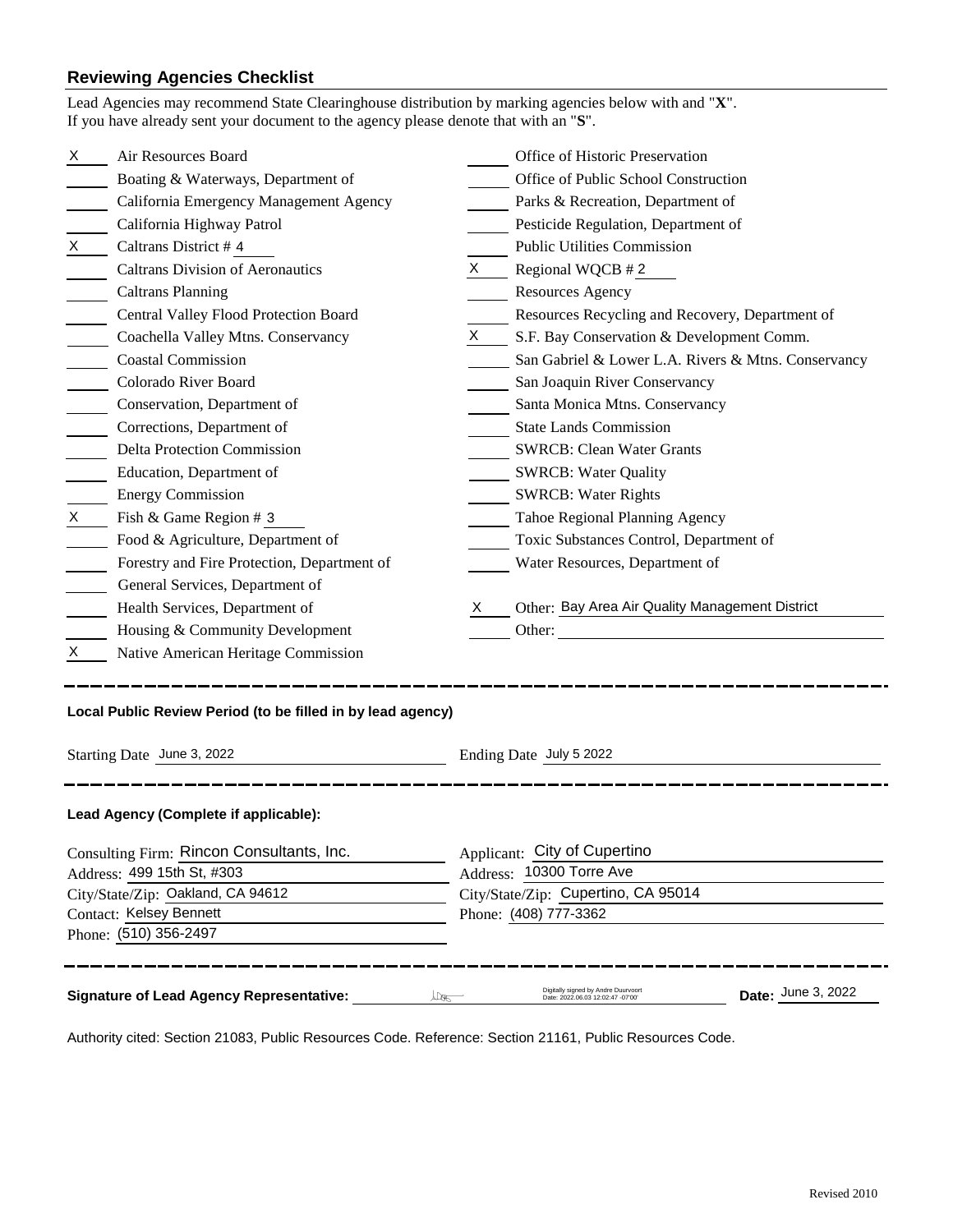## Reviewing Agencies Checklist

Lead Agencies may recommend State Clearinghouse distribution by marking agencies below with and "**X**".
If you have already sent your document to the agency please denote that with an "**S**".

X Air Resources Board
___ Boating & Waterways, Department of
___ California Emergency Management Agency
___ California Highway Patrol
X Caltrans District # 4
___ Caltrans Division of Aeronautics
___ Caltrans Planning
___ Central Valley Flood Protection Board
___ Coachella Valley Mtns. Conservancy
___ Coastal Commission
___ Colorado River Board
___ Conservation, Department of
___ Corrections, Department of
___ Delta Protection Commission
___ Education, Department of
___ Energy Commission
X Fish & Game Region # 3
___ Food & Agriculture, Department of
___ Forestry and Fire Protection, Department of
___ General Services, Department of
___ Health Services, Department of
___ Housing & Community Development
X Native American Heritage Commission
___ Office of Historic Preservation
___ Office of Public School Construction
___ Parks & Recreation, Department of
___ Pesticide Regulation, Department of
___ Public Utilities Commission
X Regional WQCB # 2
___ Resources Agency
___ Resources Recycling and Recovery, Department of
X S.F. Bay Conservation & Development Comm.
___ San Gabriel & Lower L.A. Rivers & Mtns. Conservancy
___ San Joaquin River Conservancy
___ Santa Monica Mtns. Conservancy
___ State Lands Commission
___ SWRCB: Clean Water Grants
___ SWRCB: Water Quality
___ SWRCB: Water Rights
___ Tahoe Regional Planning Agency
___ Toxic Substances Control, Department of
___ Water Resources, Department of
X Other: Bay Area Air Quality Management District
___ Other: ___

---

### Local Public Review Period (to be filled in by lead agency)

Starting Date June 3, 2022

Ending Date July 5 2022

---

### Lead Agency (Complete if applicable):

Consulting Firm: Rincon Consultants, Inc.
Address: 499 15th St, #303
City/State/Zip: Oakland, CA 94612
Contact: Kelsey Bennett
Phone: (510) 356-2497

Applicant: City of Cupertino
Address: 10300 Torre Ave
City/State/Zip: Cupertino, CA 95014
Phone: (408) 777-3362

---

**Signature of Lead Agency Representative:** Digitally signed by Andre Duurvoort Date: 2022.06.03 12:02:47 -07'00'

**Date:** June 3, 2022

Authority cited: Section 21083, Public Resources Code. Reference: Section 21161, Public Resources Code.

Revised 2010